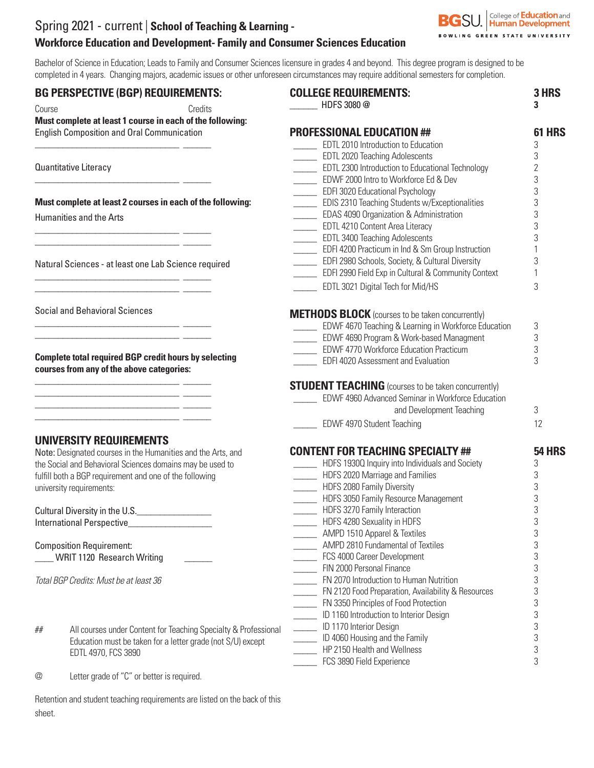# Spring 2021 - current | School of Teaching & Learning - Workforce Education and Development- Family and Consumer Sciences Education

BGSU. College of Education and Human Development
BOWLING GREEN STATE UNIVERSITY

Bachelor of Science in Education; Leads to Family and Consumer Sciences licensure in grades 4 and beyond. This degree program is designed to be completed in 4 years. Changing majors, academic issues or other unforeseen circumstances may require additional semesters for completion.

## BG PERSPECTIVE (BGP) REQUIREMENTS:

Course ______ Credits

**Must complete at least 1 course in each of the following:**

English Composition and Oral Communication

________________________ ______

Quantitative Literacy

________________________ ______

**Must complete at least 2 courses in each of the following:**

Humanities and the Arts

________________________ ______
________________________ ______

Natural Sciences - at least one Lab Science required

________________________ ______
________________________ ______

Social and Behavioral Sciences

________________________ ______
________________________ ______

**Complete total required BGP credit hours by selecting courses from any of the above categories:**

________________________ ______
________________________ ______
________________________ ______
________________________ ______

## UNIVERSITY REQUIREMENTS

Note: Designated courses in the Humanities and the Arts, and the Social and Behavioral Sciences domains may be used to fulfill both a BGP requirement and one of the following university requirements:

Cultural Diversity in the U.S.________________
International Perspective__________________

Composition Requirement:
____ WRIT 1120 Research Writing ______

*Total BGP Credits: Must be at least 36*

## All courses under Content for Teaching Specialty & Professional Education must be taken for a letter grade (not S/U) except EDTL 4970, FCS 3890

@ Letter grade of "C" or better is required.

Retention and student teaching requirements are listed on the back of this sheet.

## COLLEGE REQUIREMENTS: 3 HRS

| Course | Hrs |
|---|---|
| ______ HDFS 3080 @ | 3 |

## PROFESSIONAL EDUCATION ## 61 HRS

| Course | Hrs |
|---|---|
| ______ EDTL 2010 Introduction to Education | 3 |
| ______ EDTL 2020 Teaching Adolescents | 3 |
| ______ EDTL 2300 Introduction to Educational Technology | 2 |
| ______ EDWF 2000 Intro to Workforce Ed & Dev | 3 |
| ______ EDFI 3020 Educational Psychology | 3 |
| ______ EDIS 2310 Teaching Students w/Exceptionalities | 3 |
| ______ EDAS 4090 Organization & Administration | 3 |
| ______ EDTL 4210 Content Area Literacy | 3 |
| ______ EDTL 3400 Teaching Adolescents | 3 |
| ______ EDFI 4200 Practicum in Ind & Sm Group Instruction | 1 |
| ______ EDFI 2980 Schools, Society, & Cultural Diversity | 3 |
| ______ EDFI 2990 Field Exp in Cultural & Community Context | 1 |
| ______ EDTL 3021 Digital Tech for Mid/HS | 3 |

## METHODS BLOCK (courses to be taken concurrently)

| Course | Hrs |
|---|---|
| ______ EDWF 4670 Teaching & Learning in Workforce Education | 3 |
| ______ EDWF 4690 Program & Work-based Managment | 3 |
| ______ EDWF 4770 Workforce Education Practicum | 3 |
| ______ EDFI 4020 Assessment and Evaluation | 3 |

## STUDENT TEACHING (courses to be taken concurrently)

| Course | Hrs |
|---|---|
| ______ EDWF 4960 Advanced Seminar in Workforce Education and Development Teaching | 3 |
| ______ EDWF 4970 Student Teaching | 12 |

## CONTENT FOR TEACHING SPECIALTY ## 54 HRS

| Course | Hrs |
|---|---|
| ______ HDFS 1930Q Inquiry into Individuals and Society | 3 |
| ______ HDFS 2020 Marriage and Families | 3 |
| ______ HDFS 2080 Family Diversity | 3 |
| ______ HDFS 3050 Family Resource Management | 3 |
| ______ HDFS 3270 Family Interaction | 3 |
| ______ HDFS 4280 Sexuality in HDFS | 3 |
| ______ AMPD 1510 Apparel & Textiles | 3 |
| ______ AMPD 2810 Fundamental of Textiles | 3 |
| ______ FCS 4000 Career Development | 3 |
| ______ FIN 2000 Personal Finance | 3 |
| ______ FN 2070 Introduction to Human Nutrition | 3 |
| ______ FN 2120 Food Preparation, Availability & Resources | 3 |
| ______ FN 3350 Principles of Food Protection | 3 |
| ______ ID 1160 Introduction to Interior Design | 3 |
| ______ ID 1170 Interior Design | 3 |
| ______ ID 4060 Housing and the Family | 3 |
| ______ HP 2150 Health and Wellness | 3 |
| ______ FCS 3890 Field Experience | 3 |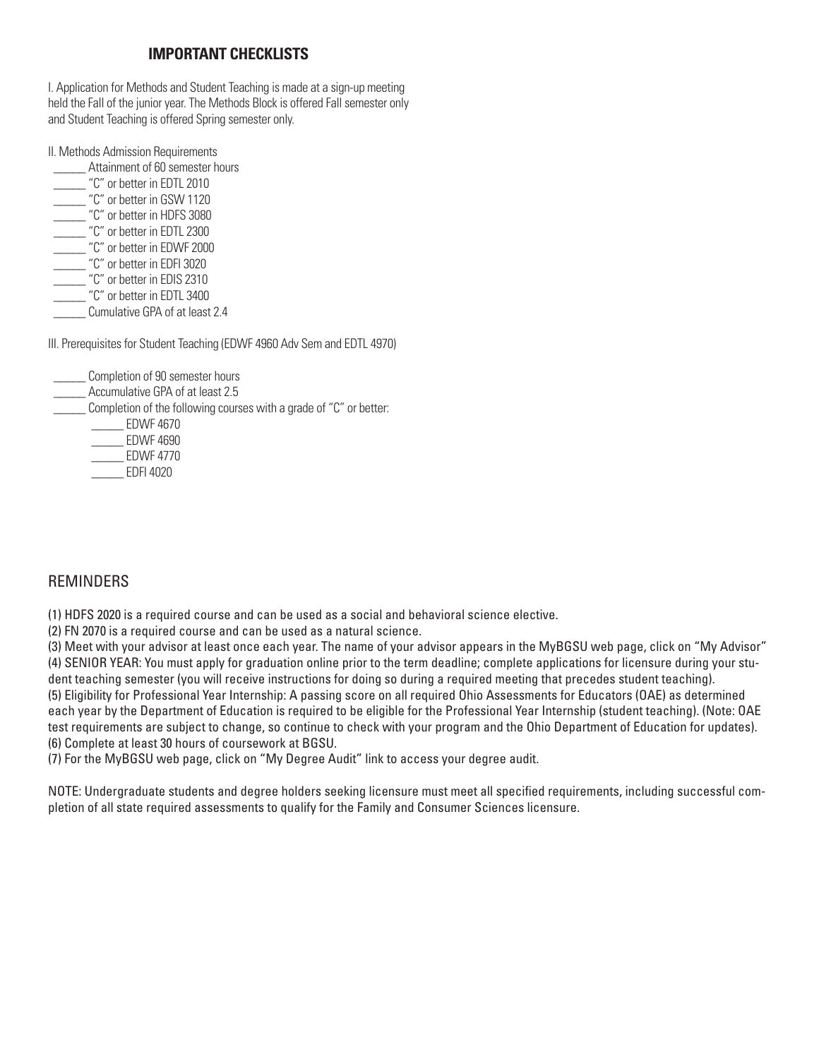## IMPORTANT CHECKLISTS

I. Application for Methods and Student Teaching is made at a sign-up meeting held the Fall of the junior year. The Methods Block is offered Fall semester only and Student Teaching is offered Spring semester only.

II. Methods Admission Requirements

- ______ Attainment of 60 semester hours
- ______ "C" or better in EDTL 2010
- ______ "C" or better in GSW 1120
- ______ "C" or better in HDFS 3080
- ______ "C" or better in EDTL 2300
- ______ "C" or better in EDWF 2000
- ______ "C" or better in EDFI 3020
- ______ "C" or better in EDIS 2310
- ______ "C" or better in EDTL 3400
- ______ Cumulative GPA of at least 2.4

III. Prerequisites for Student Teaching (EDWF 4960 Adv Sem and EDTL 4970)

- ______ Completion of 90 semester hours
- ______ Accumulative GPA of at least 2.5
- ______ Completion of the following courses with a grade of "C" or better:
  - ______ EDWF 4670
  - ______ EDWF 4690
  - ______ EDWF 4770
  - ______ EDFI 4020

## REMINDERS

(1) HDFS 2020 is a required course and can be used as a social and behavioral science elective.
(2) FN 2070 is a required course and can be used as a natural science.
(3) Meet with your advisor at least once each year. The name of your advisor appears in the MyBGSU web page, click on "My Advisor"
(4) SENIOR YEAR: You must apply for graduation online prior to the term deadline; complete applications for licensure during your student teaching semester (you will receive instructions for doing so during a required meeting that precedes student teaching).
(5) Eligibility for Professional Year Internship: A passing score on all required Ohio Assessments for Educators (OAE) as determined each year by the Department of Education is required to be eligible for the Professional Year Internship (student teaching). (Note: OAE test requirements are subject to change, so continue to check with your program and the Ohio Department of Education for updates).
(6) Complete at least 30 hours of coursework at BGSU.
(7) For the MyBGSU web page, click on "My Degree Audit" link to access your degree audit.

NOTE: Undergraduate students and degree holders seeking licensure must meet all specified requirements, including successful completion of all state required assessments to qualify for the Family and Consumer Sciences licensure.